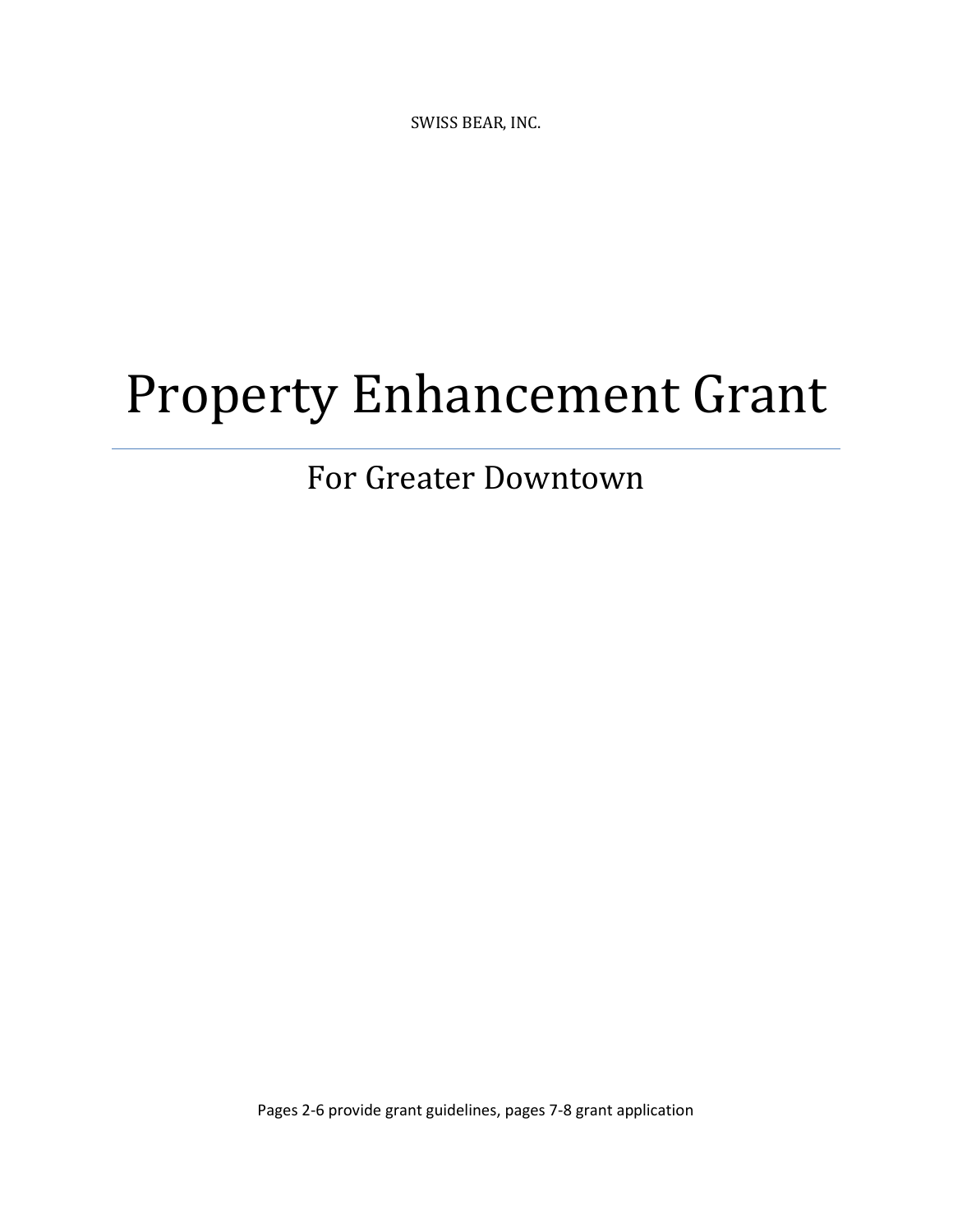SWISS BEAR, INC.

# Property Enhancement Grant

## For Greater Downtown

Pages 2-6 provide grant guidelines, pages 7-8 grant application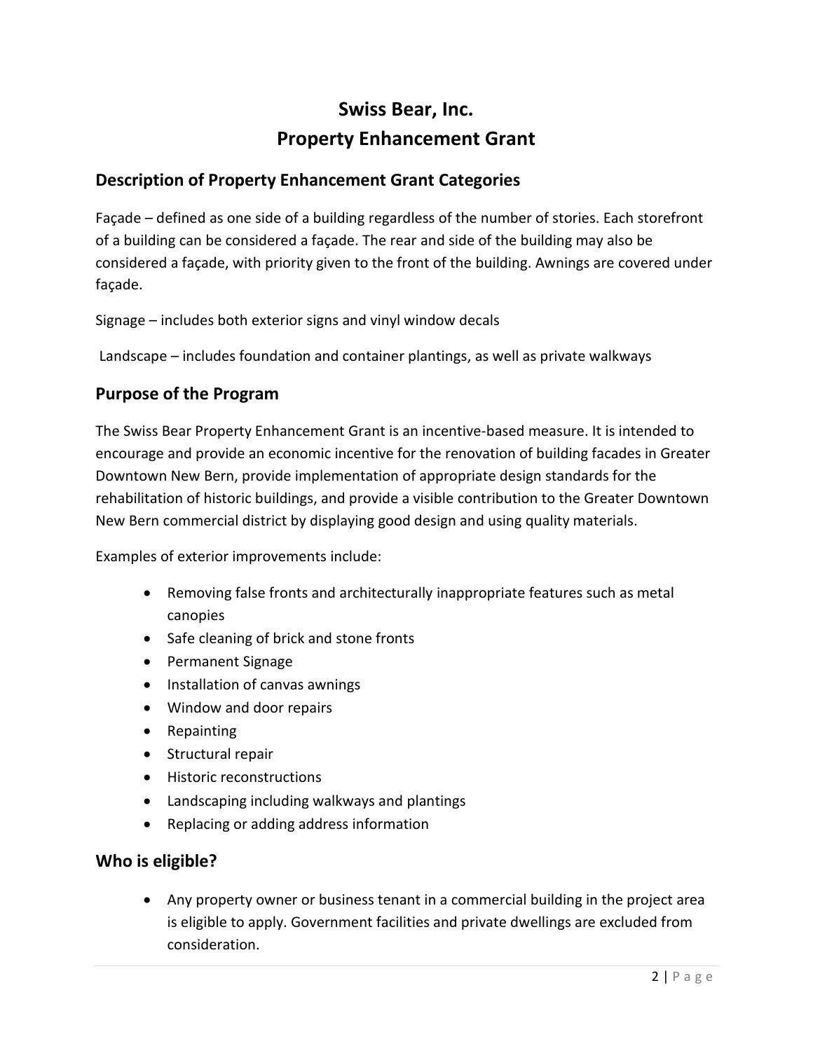# Swiss Bear, Inc.
# Property Enhancement Grant

## Description of Property Enhancement Grant Categories

Façade – defined as one side of a building regardless of the number of stories. Each storefront of a building can be considered a façade. The rear and side of the building may also be considered a façade, with priority given to the front of the building. Awnings are covered under façade.

Signage – includes both exterior signs and vinyl window decals

Landscape – includes foundation and container plantings, as well as private walkways

## Purpose of the Program

The Swiss Bear Property Enhancement Grant is an incentive-based measure. It is intended to encourage and provide an economic incentive for the renovation of building facades in Greater Downtown New Bern, provide implementation of appropriate design standards for the rehabilitation of historic buildings, and provide a visible contribution to the Greater Downtown New Bern commercial district by displaying good design and using quality materials.

Examples of exterior improvements include:

- Removing false fronts and architecturally inappropriate features such as metal canopies
- Safe cleaning of brick and stone fronts
- Permanent Signage
- Installation of canvas awnings
- Window and door repairs
- Repainting
- Structural repair
- Historic reconstructions
- Landscaping including walkways and plantings
- Replacing or adding address information

## Who is eligible?

- Any property owner or business tenant in a commercial building in the project area is eligible to apply. Government facilities and private dwellings are excluded from consideration.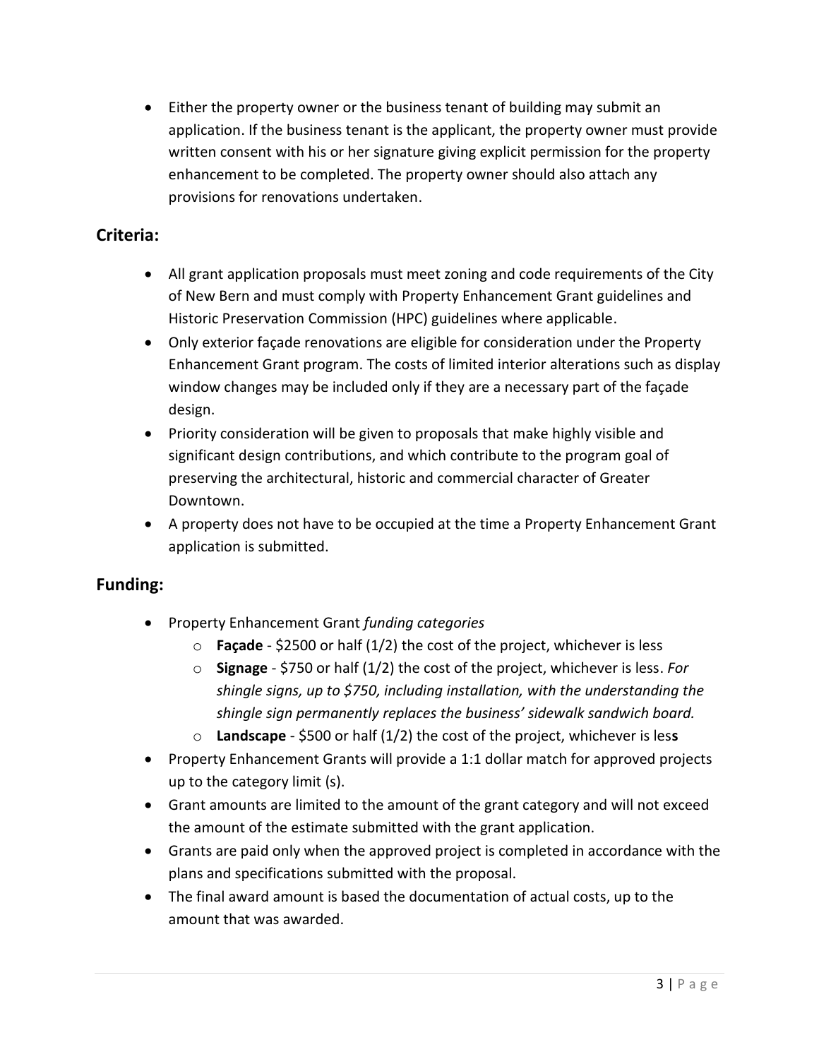- Either the property owner or the business tenant of building may submit an application. If the business tenant is the applicant, the property owner must provide written consent with his or her signature giving explicit permission for the property enhancement to be completed. The property owner should also attach any provisions for renovations undertaken.

## Criteria:

- All grant application proposals must meet zoning and code requirements of the City of New Bern and must comply with Property Enhancement Grant guidelines and Historic Preservation Commission (HPC) guidelines where applicable.
- Only exterior façade renovations are eligible for consideration under the Property Enhancement Grant program. The costs of limited interior alterations such as display window changes may be included only if they are a necessary part of the façade design.
- Priority consideration will be given to proposals that make highly visible and significant design contributions, and which contribute to the program goal of preserving the architectural, historic and commercial character of Greater Downtown.
- A property does not have to be occupied at the time a Property Enhancement Grant application is submitted.

## Funding:

- Property Enhancement Grant *funding categories*
  - **Façade** - $2500 or half (1/2) the cost of the project, whichever is less
  - **Signage** - $750 or half (1/2) the cost of the project, whichever is less. *For shingle signs, up to $750, including installation, with the understanding the shingle sign permanently replaces the business' sidewalk sandwich board.*
  - **Landscape** - $500 or half (1/2) the cost of the project, whichever is less
- Property Enhancement Grants will provide a 1:1 dollar match for approved projects up to the category limit (s).
- Grant amounts are limited to the amount of the grant category and will not exceed the amount of the estimate submitted with the grant application.
- Grants are paid only when the approved project is completed in accordance with the plans and specifications submitted with the proposal.
- The final award amount is based the documentation of actual costs, up to the amount that was awarded.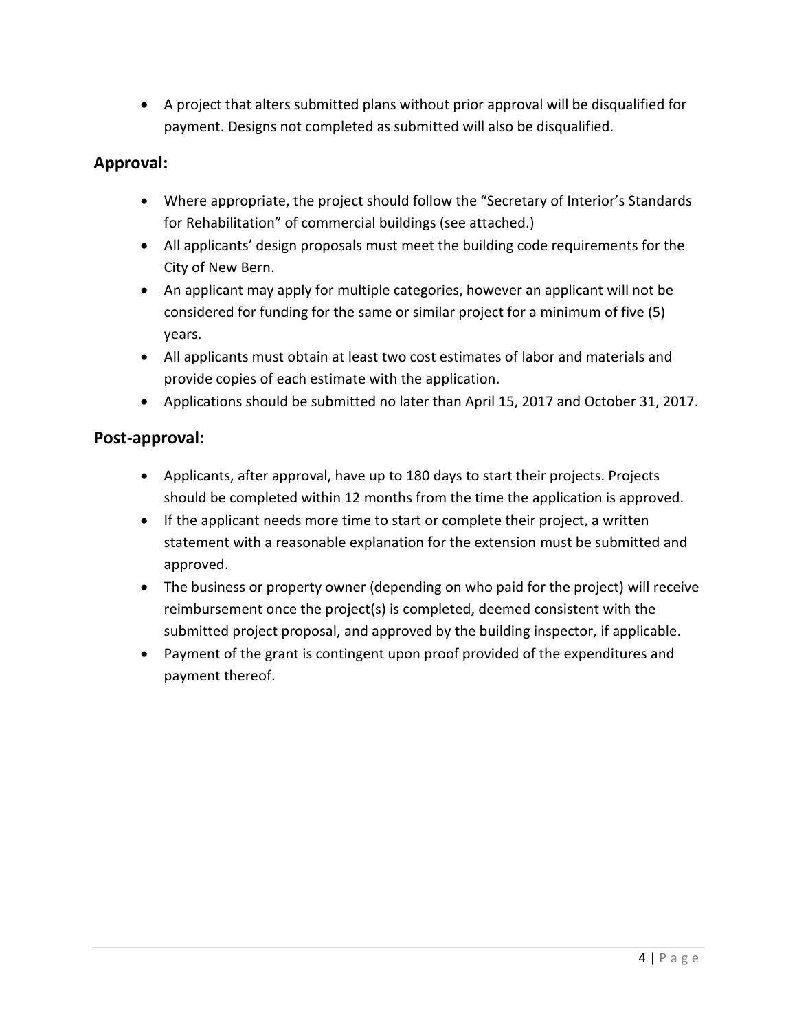- A project that alters submitted plans without prior approval will be disqualified for payment. Designs not completed as submitted will also be disqualified.

## Approval:

- Where appropriate, the project should follow the "Secretary of Interior's Standards for Rehabilitation" of commercial buildings (see attached.)
- All applicants' design proposals must meet the building code requirements for the City of New Bern.
- An applicant may apply for multiple categories, however an applicant will not be considered for funding for the same or similar project for a minimum of five (5) years.
- All applicants must obtain at least two cost estimates of labor and materials and provide copies of each estimate with the application.
- Applications should be submitted no later than April 15, 2017 and October 31, 2017.

## Post-approval:

- Applicants, after approval, have up to 180 days to start their projects. Projects should be completed within 12 months from the time the application is approved.
- If the applicant needs more time to start or complete their project, a written statement with a reasonable explanation for the extension must be submitted and approved.
- The business or property owner (depending on who paid for the project) will receive reimbursement once the project(s) is completed, deemed consistent with the submitted project proposal, and approved by the building inspector, if applicable.
- Payment of the grant is contingent upon proof provided of the expenditures and payment thereof.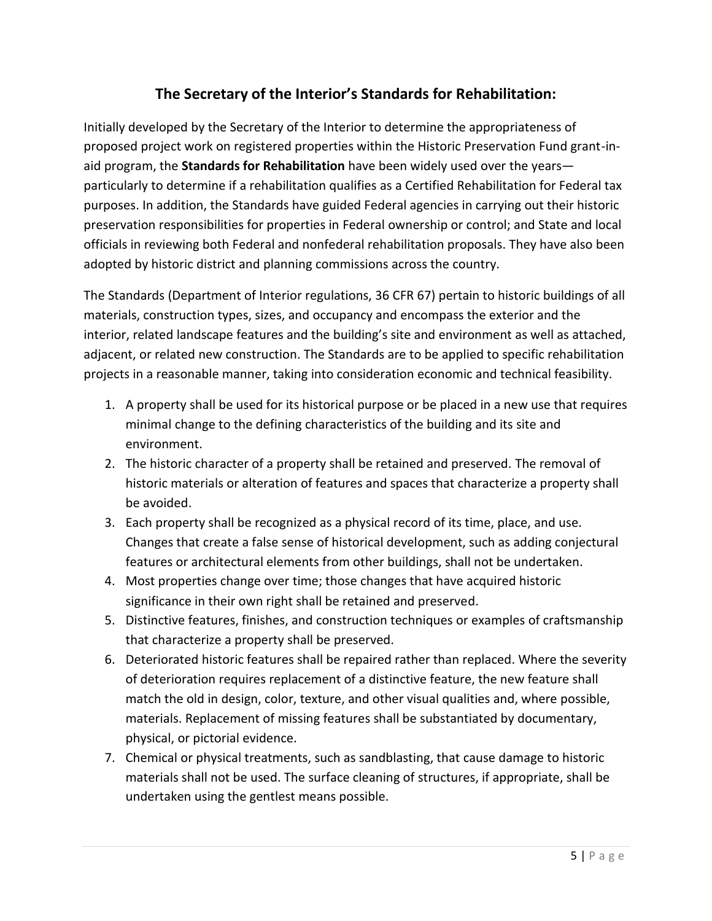## The Secretary of the Interior's Standards for Rehabilitation:

Initially developed by the Secretary of the Interior to determine the appropriateness of proposed project work on registered properties within the Historic Preservation Fund grant-in-aid program, the **Standards for Rehabilitation** have been widely used over the years—particularly to determine if a rehabilitation qualifies as a Certified Rehabilitation for Federal tax purposes. In addition, the Standards have guided Federal agencies in carrying out their historic preservation responsibilities for properties in Federal ownership or control; and State and local officials in reviewing both Federal and nonfederal rehabilitation proposals. They have also been adopted by historic district and planning commissions across the country.

The Standards (Department of Interior regulations, 36 CFR 67) pertain to historic buildings of all materials, construction types, sizes, and occupancy and encompass the exterior and the interior, related landscape features and the building's site and environment as well as attached, adjacent, or related new construction. The Standards are to be applied to specific rehabilitation projects in a reasonable manner, taking into consideration economic and technical feasibility.

1. A property shall be used for its historical purpose or be placed in a new use that requires minimal change to the defining characteristics of the building and its site and environment.
2. The historic character of a property shall be retained and preserved. The removal of historic materials or alteration of features and spaces that characterize a property shall be avoided.
3. Each property shall be recognized as a physical record of its time, place, and use. Changes that create a false sense of historical development, such as adding conjectural features or architectural elements from other buildings, shall not be undertaken.
4. Most properties change over time; those changes that have acquired historic significance in their own right shall be retained and preserved.
5. Distinctive features, finishes, and construction techniques or examples of craftsmanship that characterize a property shall be preserved.
6. Deteriorated historic features shall be repaired rather than replaced. Where the severity of deterioration requires replacement of a distinctive feature, the new feature shall match the old in design, color, texture, and other visual qualities and, where possible, materials. Replacement of missing features shall be substantiated by documentary, physical, or pictorial evidence.
7. Chemical or physical treatments, such as sandblasting, that cause damage to historic materials shall not be used. The surface cleaning of structures, if appropriate, shall be undertaken using the gentlest means possible.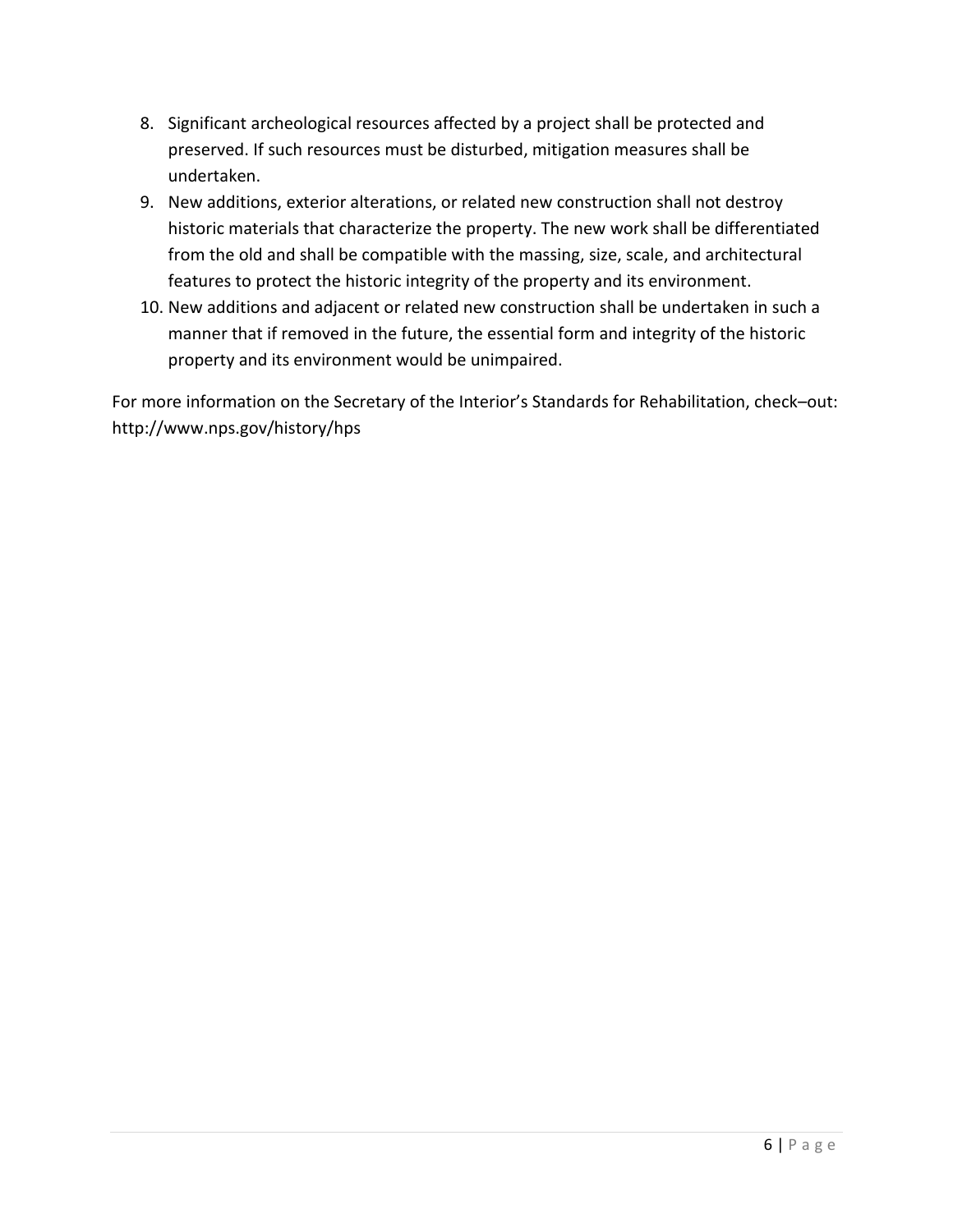8. Significant archeological resources affected by a project shall be protected and preserved. If such resources must be disturbed, mitigation measures shall be undertaken.
9. New additions, exterior alterations, or related new construction shall not destroy historic materials that characterize the property. The new work shall be differentiated from the old and shall be compatible with the massing, size, scale, and architectural features to protect the historic integrity of the property and its environment.
10. New additions and adjacent or related new construction shall be undertaken in such a manner that if removed in the future, the essential form and integrity of the historic property and its environment would be unimpaired.

For more information on the Secretary of the Interior's Standards for Rehabilitation, check–out: http://www.nps.gov/history/hps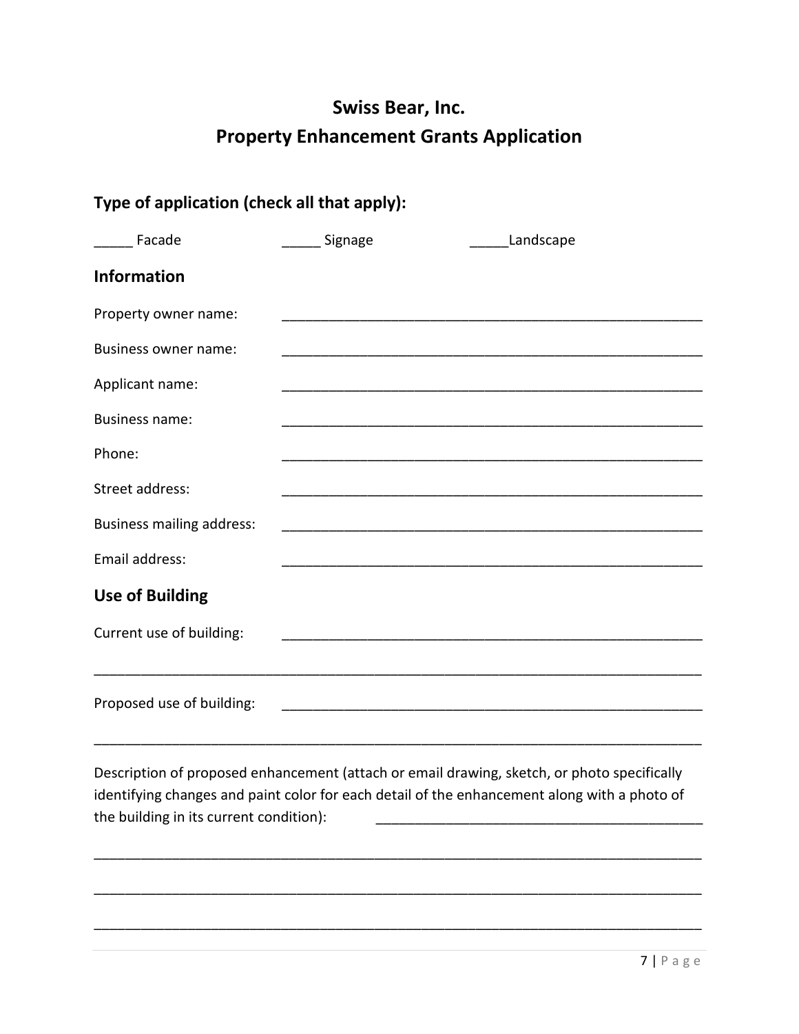# Swiss Bear, Inc.
# Property Enhancement Grants Application

## Type of application (check all that apply):

_____ Facade _____ Signage _____Landscape

## Information

Property owner name: _______________________________________________________

Business owner name: _______________________________________________________

Applicant name: _______________________________________________________

Business name: _______________________________________________________

Phone: _______________________________________________________

Street address: _______________________________________________________

Business mailing address: _______________________________________________________

Email address: _______________________________________________________

## Use of Building

Current use of building: _______________________________________________________

_______________________________________________________________________________

Proposed use of building: _______________________________________________________

_______________________________________________________________________________

Description of proposed enhancement (attach or email drawing, sketch, or photo specifically identifying changes and paint color for each detail of the enhancement along with a photo of the building in its current condition): ___________________________________________

_______________________________________________________________________________

_______________________________________________________________________________

_______________________________________________________________________________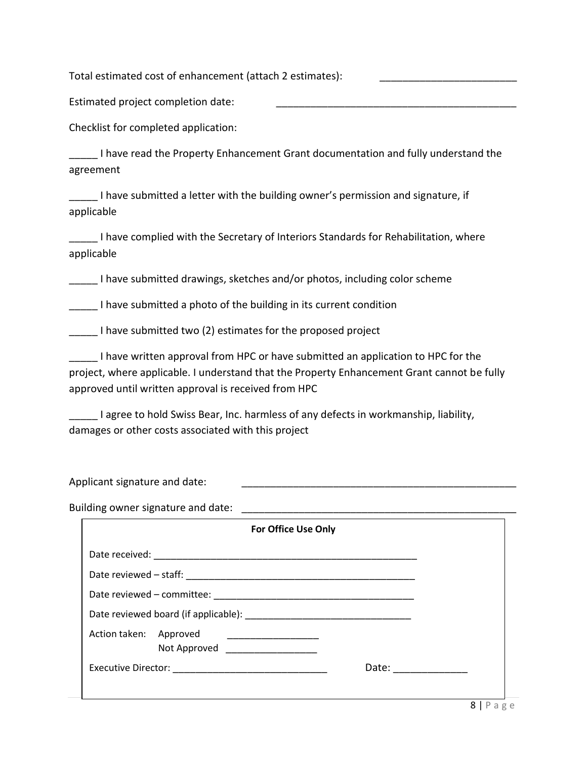Total estimated cost of enhancement (attach 2 estimates): ________________________

Estimated project completion date: ___________________________________________

Checklist for completed application:

_____ I have read the Property Enhancement Grant documentation and fully understand the agreement

_____ I have submitted a letter with the building owner's permission and signature, if applicable

_____ I have complied with the Secretary of Interiors Standards for Rehabilitation, where applicable

_____ I have submitted drawings, sketches and/or photos, including color scheme

_____ I have submitted a photo of the building in its current condition

_____ I have submitted two (2) estimates for the proposed project

_____ I have written approval from HPC or have submitted an application to HPC for the project, where applicable. I understand that the Property Enhancement Grant cannot be fully approved until written approval is received from HPC

_____ I agree to hold Swiss Bear, Inc. harmless of any defects in workmanship, liability, damages or other costs associated with this project

Applicant signature and date: __________________________________________________

Building owner signature and date: ______________________________________________

**For Office Use Only**

Date received: ____________________________________________________

Date reviewed – staff: _____________________________________________

Date reviewed – committee: _________________________________________

Date reviewed board (if applicable): ________________________________

Action taken: Approved _________________
Not Approved _________________

Executive Director: _____________________________ Date: _____________